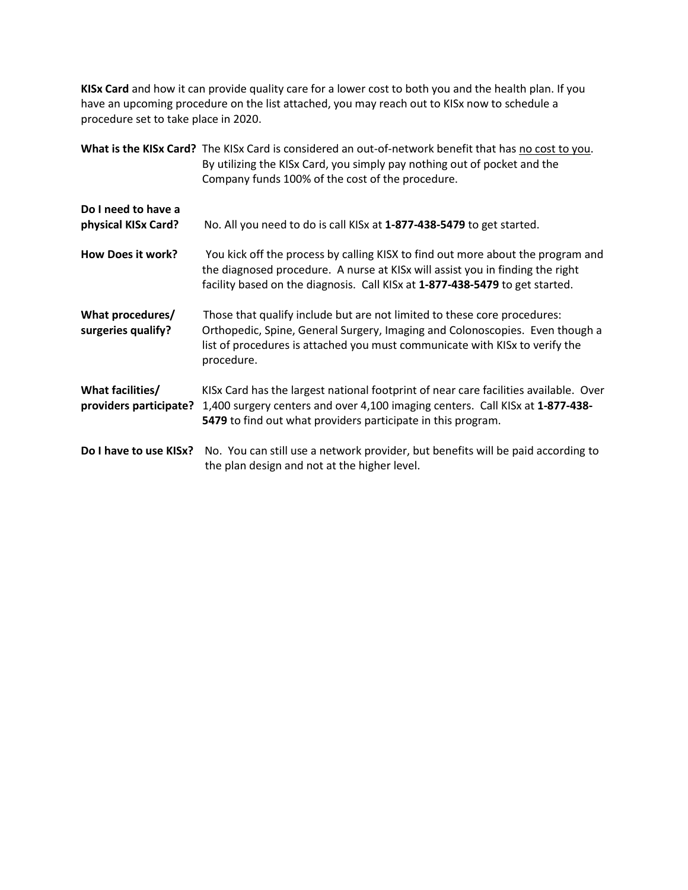**KISx Card** and how it can provide quality care for a lower cost to both you and the health plan. If you have an upcoming procedure on the list attached, you may reach out to KISx now to schedule a procedure set to take place in 2020.

**What is the KISx Card?** The KISx Card is considered an out-of-network benefit that has <u>no cost to you</u>. By utilizing the KISx Card, you simply pay nothing out of pocket and the Company funds 100% of the cost of the procedure.

**Do I need to have a physical KISx Card?** No. All you need to do is call KISx at **1-877-438-5479** to get started.

**How Does it work?** You kick off the process by calling KISX to find out more about the program and the diagnosed procedure. A nurse at KISx will assist you in finding the right facility based on the diagnosis. Call KISx at **1-877-438-5479** to get started.

**What procedures/ surgeries qualify?** Those that qualify include but are not limited to these core procedures: Orthopedic, Spine, General Surgery, Imaging and Colonoscopies. Even though a list of procedures is attached you must communicate with KISx to verify the procedure.

**What facilities/ providers participate?** KISx Card has the largest national footprint of near care facilities available. Over 1,400 surgery centers and over 4,100 imaging centers. Call KISx at **1-877-438-5479** to find out what providers participate in this program.

**Do I have to use KISx?** No. You can still use a network provider, but benefits will be paid according to the plan design and not at the higher level.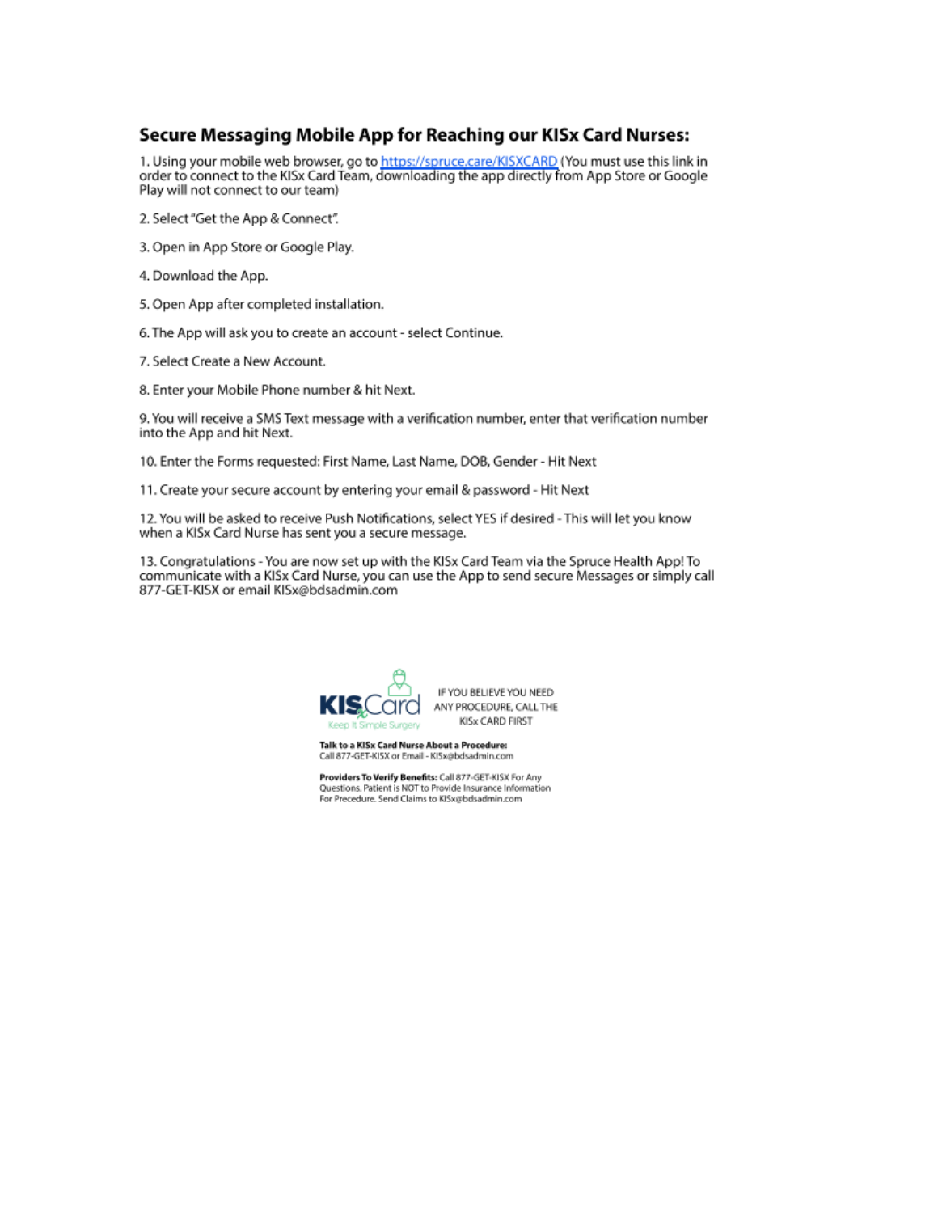## Secure Messaging Mobile App for Reaching our KISx Card Nurses:

1. Using your mobile web browser, go to [https://spruce.care/KISXCARD](https://spruce.care/KISXCARD) (You must use this link in order to connect to the KISx Card Team, downloading the app directly from App Store or Google Play will not connect to our team)

2. Select "Get the App & Connect".

3. Open in App Store or Google Play.

4. Download the App.

5. Open App after completed installation.

6. The App will ask you to create an account - select Continue.

7. Select Create a New Account.

8. Enter your Mobile Phone number & hit Next.

9. You will receive a SMS Text message with a verification number, enter that verification number into the App and hit Next.

10. Enter the Forms requested: First Name, Last Name, DOB, Gender - Hit Next

11. Create your secure account by entering your email & password - Hit Next

12. You will be asked to receive Push Notifications, select YES if desired - This will let you know when a KISx Card Nurse has sent you a secure message.

13. Congratulations - You are now set up with the KISx Card Team via the Spruce Health App! To communicate with a KISx Card Nurse, you can use the App to send secure Messages or simply call 877-GET-KISX or email KISx@bdsadmin.com

KISxCard
Keep It Simple Surgery

IF YOU BELIEVE YOU NEED ANY PROCEDURE, CALL THE KISx CARD FIRST

**Talk to a KISx Card Nurse About a Procedure:** Call 877-GET-KISX or Email - KISx@bdsadmin.com

**Providers To Verify Benefits:** Call 877-GET-KISX For Any Questions. Patient is NOT to Provide Insurance Information For Precedure. Send Claims to KISx@bdsadmin.com